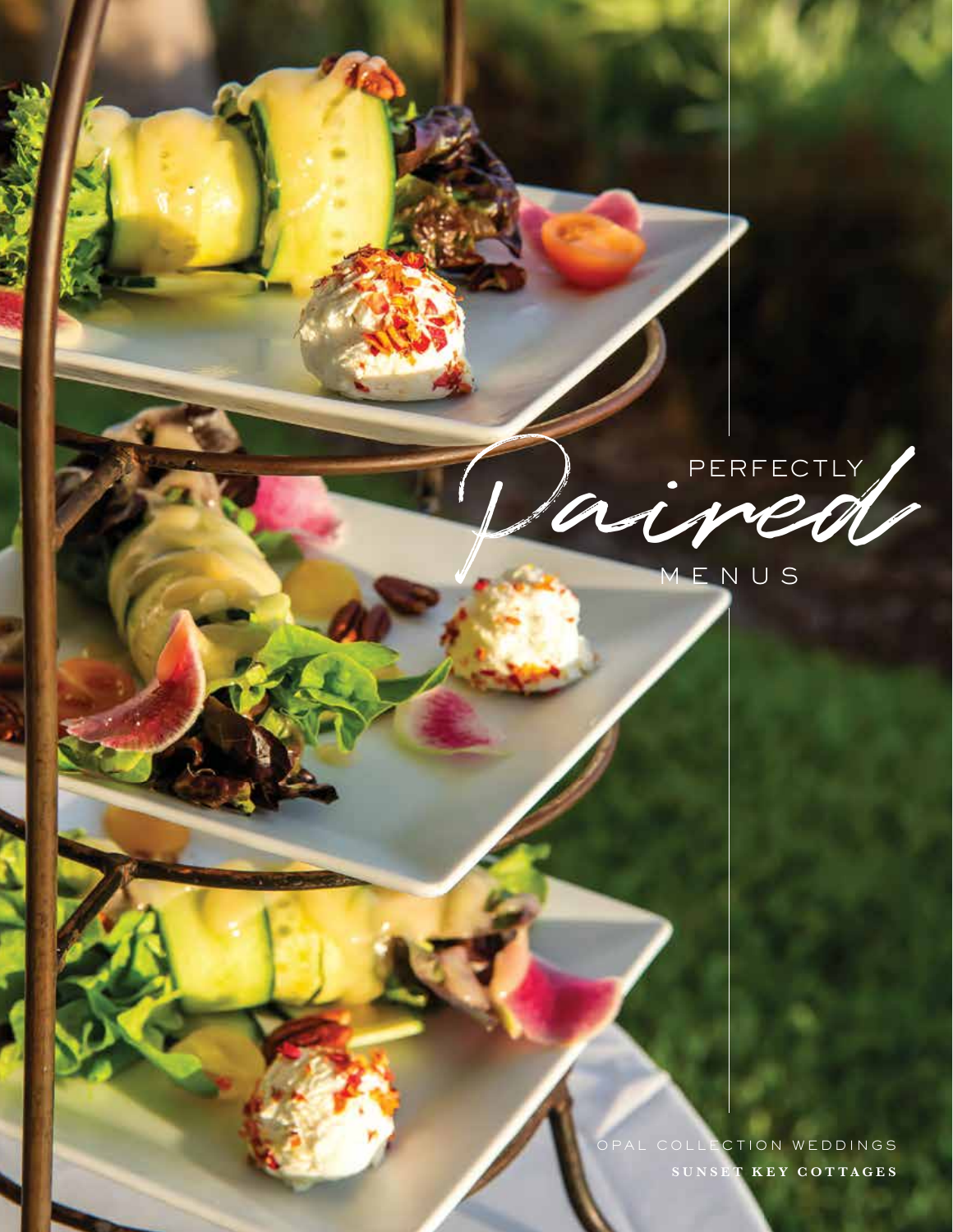# PERFECTLY *Paired* MENUS

OPAL COLLECTION WEDDINGS

**SUNSET KEY COTTAGES**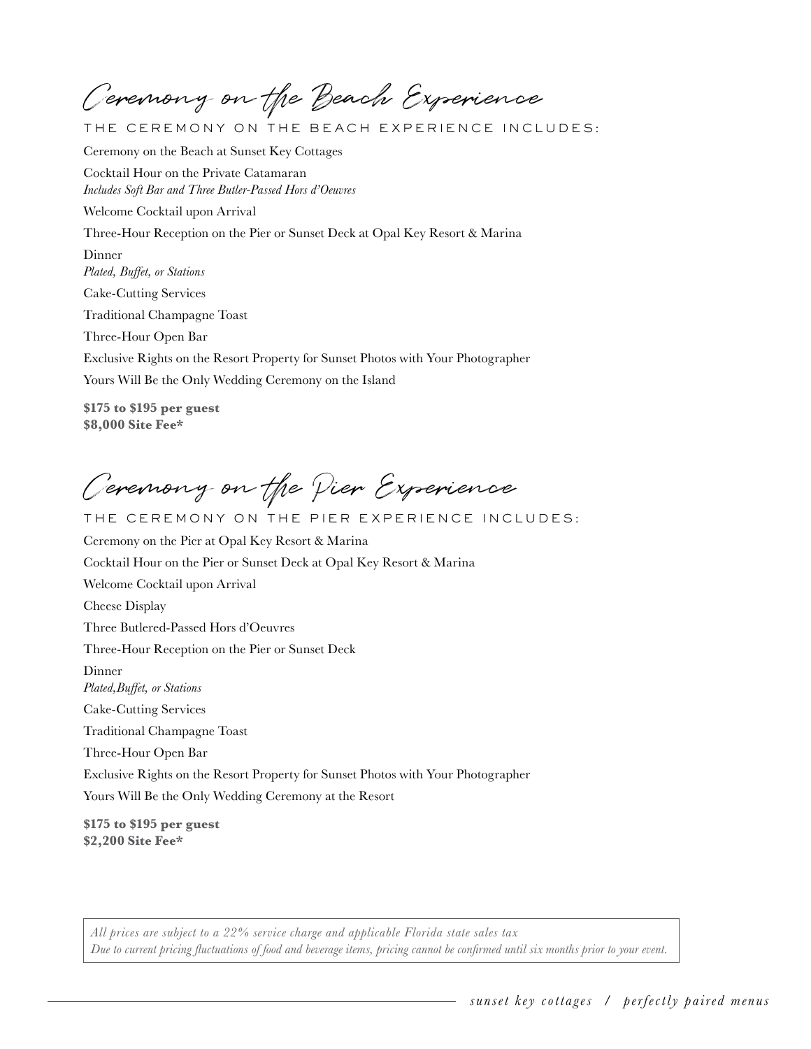# Ceremony on the Beach Experience

THE CEREMONY ON THE BEACH EXPERIENCE INCLUDES:

Ceremony on the Beach at Sunset Key Cottages

Cocktail Hour on the Private Catamaran
*Includes Soft Bar and Three Butler-Passed Hors d'Oeuvres*

Welcome Cocktail upon Arrival

Three-Hour Reception on the Pier or Sunset Deck at Opal Key Resort & Marina

Dinner
*Plated, Buffet, or Stations*

Cake-Cutting Services

Traditional Champagne Toast

Three-Hour Open Bar

Exclusive Rights on the Resort Property for Sunset Photos with Your Photographer

Yours Will Be the Only Wedding Ceremony on the Island

**$175 to $195 per guest**
**$8,000 Site Fee***

# Ceremony on the Pier Experience

THE CEREMONY ON THE PIER EXPERIENCE INCLUDES:

Ceremony on the Pier at Opal Key Resort & Marina

Cocktail Hour on the Pier or Sunset Deck at Opal Key Resort & Marina

Welcome Cocktail upon Arrival

Cheese Display

Three Butlered-Passed Hors d'Oeuvres

Three-Hour Reception on the Pier or Sunset Deck

Dinner
*Plated,Buffet, or Stations*

Cake-Cutting Services

Traditional Champagne Toast

Three-Hour Open Bar

Exclusive Rights on the Resort Property for Sunset Photos with Your Photographer

Yours Will Be the Only Wedding Ceremony at the Resort

**$175 to $195 per guest**
**$2,200 Site Fee***

*All prices are subject to a 22% service charge and applicable Florida state sales tax*
*Due to current pricing fluctuations of food and beverage items, pricing cannot be confirmed until six months prior to your event.*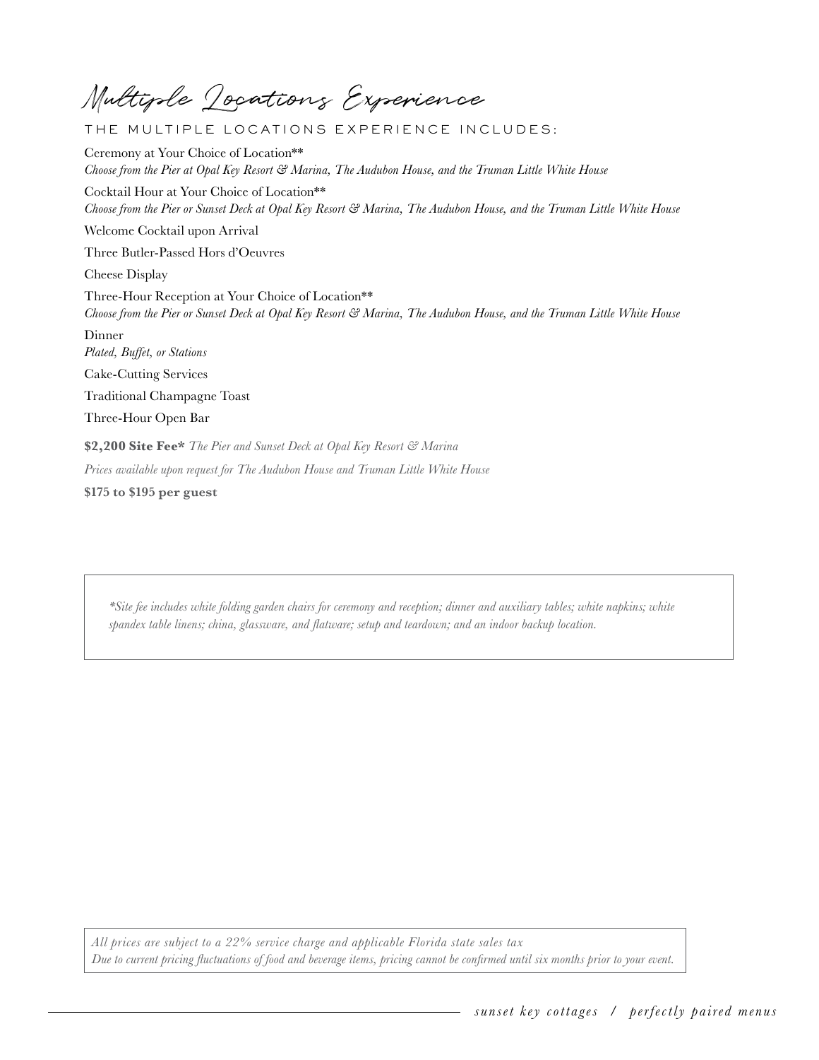# Multiple Locations Experience

## THE MULTIPLE LOCATIONS EXPERIENCE INCLUDES:

Ceremony at Your Choice of Location**
*Choose from the Pier at Opal Key Resort & Marina, The Audubon House, and the Truman Little White House*

Cocktail Hour at Your Choice of Location**
*Choose from the Pier or Sunset Deck at Opal Key Resort & Marina, The Audubon House, and the Truman Little White House*

Welcome Cocktail upon Arrival

Three Butler-Passed Hors d'Oeuvres

Cheese Display

Three-Hour Reception at Your Choice of Location**
*Choose from the Pier or Sunset Deck at Opal Key Resort & Marina, The Audubon House, and the Truman Little White House*

Dinner
*Plated, Buffet, or Stations*

Cake-Cutting Services

Traditional Champagne Toast

Three-Hour Open Bar

**$2,200 Site Fee*** *The Pier and Sunset Deck at Opal Key Resort & Marina*

*Prices available upon request for The Audubon House and Truman Little White House*

**$175 to $195 per guest**

*\*Site fee includes white folding garden chairs for ceremony and reception; dinner and auxiliary tables; white napkins; white spandex table linens; china, glassware, and flatware; setup and teardown; and an indoor backup location.*

*All prices are subject to a 22% service charge and applicable Florida state sales tax*
*Due to current pricing fluctuations of food and beverage items, pricing cannot be confirmed until six months prior to your event.*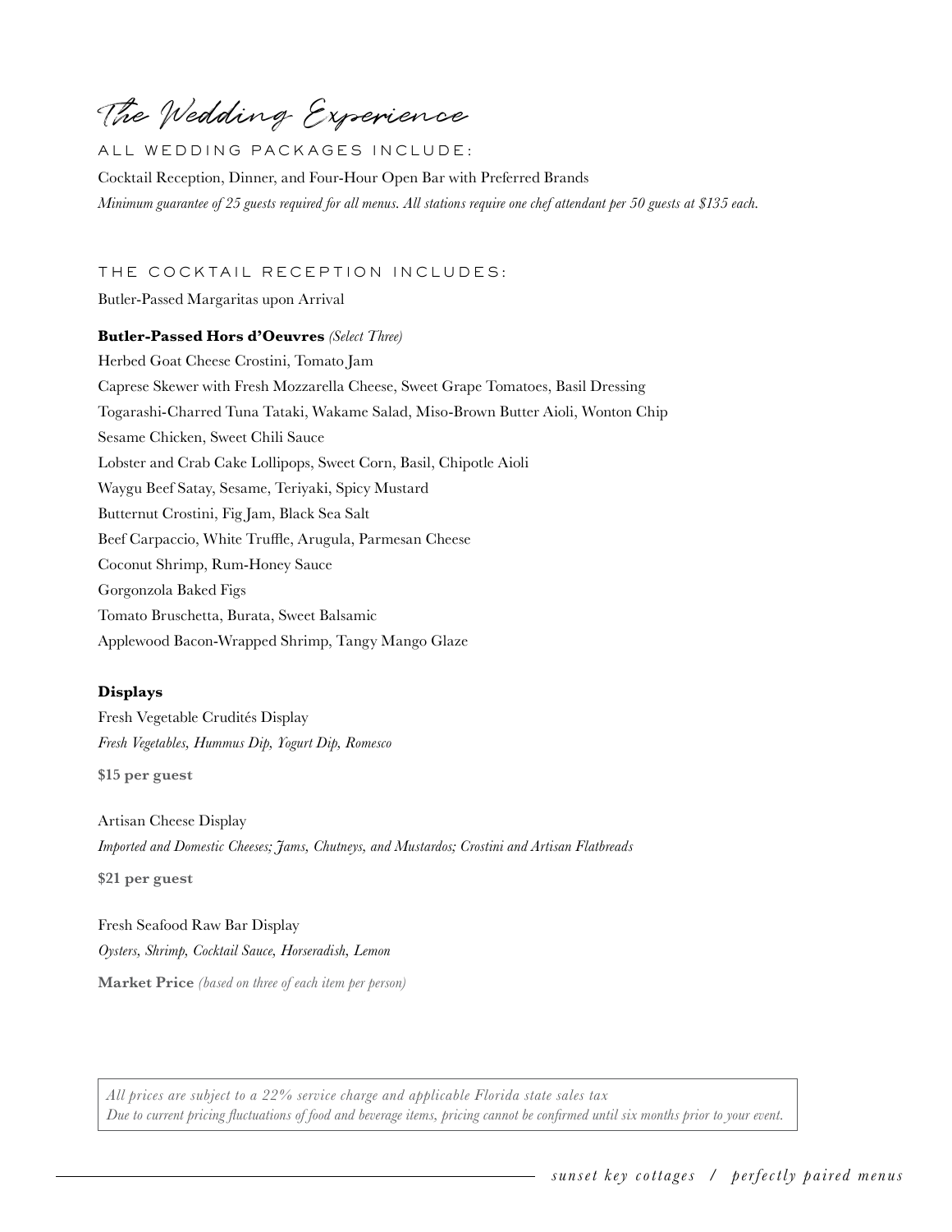# The Wedding Experience

## ALL WEDDING PACKAGES INCLUDE:

Cocktail Reception, Dinner, and Four-Hour Open Bar with Preferred Brands

*Minimum guarantee of 25 guests required for all menus. All stations require one chef attendant per 50 guests at $135 each.*

## THE COCKTAIL RECEPTION INCLUDES:

Butler-Passed Margaritas upon Arrival

**Butler-Passed Hors d'Oeuvres** *(Select Three)*

Herbed Goat Cheese Crostini, Tomato Jam

Caprese Skewer with Fresh Mozzarella Cheese, Sweet Grape Tomatoes, Basil Dressing

Togarashi-Charred Tuna Tataki, Wakame Salad, Miso-Brown Butter Aioli, Wonton Chip

Sesame Chicken, Sweet Chili Sauce

Lobster and Crab Cake Lollipops, Sweet Corn, Basil, Chipotle Aioli

Waygu Beef Satay, Sesame, Teriyaki, Spicy Mustard

Butternut Crostini, Fig Jam, Black Sea Salt

Beef Carpaccio, White Truffle, Arugula, Parmesan Cheese

Coconut Shrimp, Rum-Honey Sauce

Gorgonzola Baked Figs

Tomato Bruschetta, Burata, Sweet Balsamic

Applewood Bacon-Wrapped Shrimp, Tangy Mango Glaze

**Displays**

Fresh Vegetable Crudités Display

*Fresh Vegetables, Hummus Dip, Yogurt Dip, Romesco*

**$15 per guest**

Artisan Cheese Display

*Imported and Domestic Cheeses; Jams, Chutneys, and Mustardos; Crostini and Artisan Flatbreads*

**$21 per guest**

Fresh Seafood Raw Bar Display

*Oysters, Shrimp, Cocktail Sauce, Horseradish, Lemon*

**Market Price** *(based on three of each item per person)*

*All prices are subject to a 22% service charge and applicable Florida state sales tax*
*Due to current pricing fluctuations of food and beverage items, pricing cannot be confirmed until six months prior to your event.*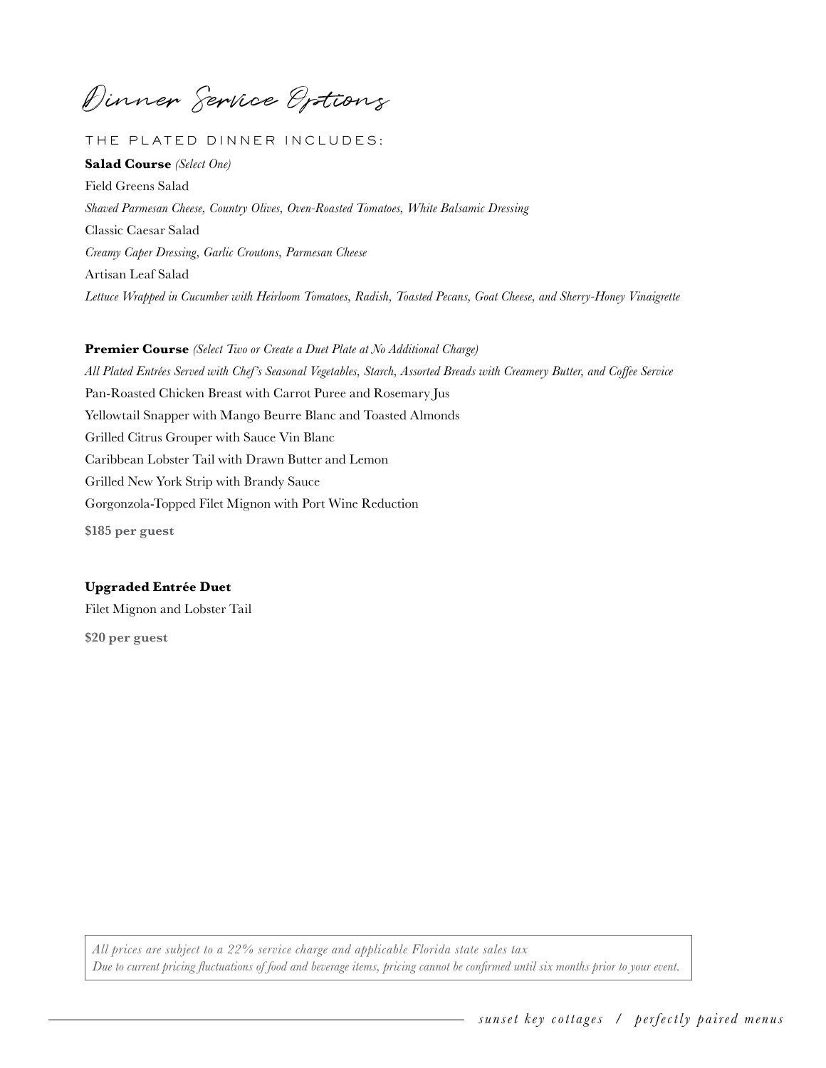# Dinner Service Options

## THE PLATED DINNER INCLUDES:

**Salad Course** *(Select One)*

Field Greens Salad

*Shaved Parmesan Cheese, Country Olives, Oven-Roasted Tomatoes, White Balsamic Dressing*

Classic Caesar Salad

*Creamy Caper Dressing, Garlic Croutons, Parmesan Cheese*

Artisan Leaf Salad

*Lettuce Wrapped in Cucumber with Heirloom Tomatoes, Radish, Toasted Pecans, Goat Cheese, and Sherry-Honey Vinaigrette*

**Premier Course** *(Select Two or Create a Duet Plate at No Additional Charge)*

*All Plated Entrées Served with Chef's Seasonal Vegetables, Starch, Assorted Breads with Creamery Butter, and Coffee Service*

Pan-Roasted Chicken Breast with Carrot Puree and Rosemary Jus

Yellowtail Snapper with Mango Beurre Blanc and Toasted Almonds

Grilled Citrus Grouper with Sauce Vin Blanc

Caribbean Lobster Tail with Drawn Butter and Lemon

Grilled New York Strip with Brandy Sauce

Gorgonzola-Topped Filet Mignon with Port Wine Reduction

**$185 per guest**

**Upgraded Entrée Duet**

Filet Mignon and Lobster Tail

**$20 per guest**

*All prices are subject to a 22% service charge and applicable Florida state sales tax*
*Due to current pricing fluctuations of food and beverage items, pricing cannot be confirmed until six months prior to your event.*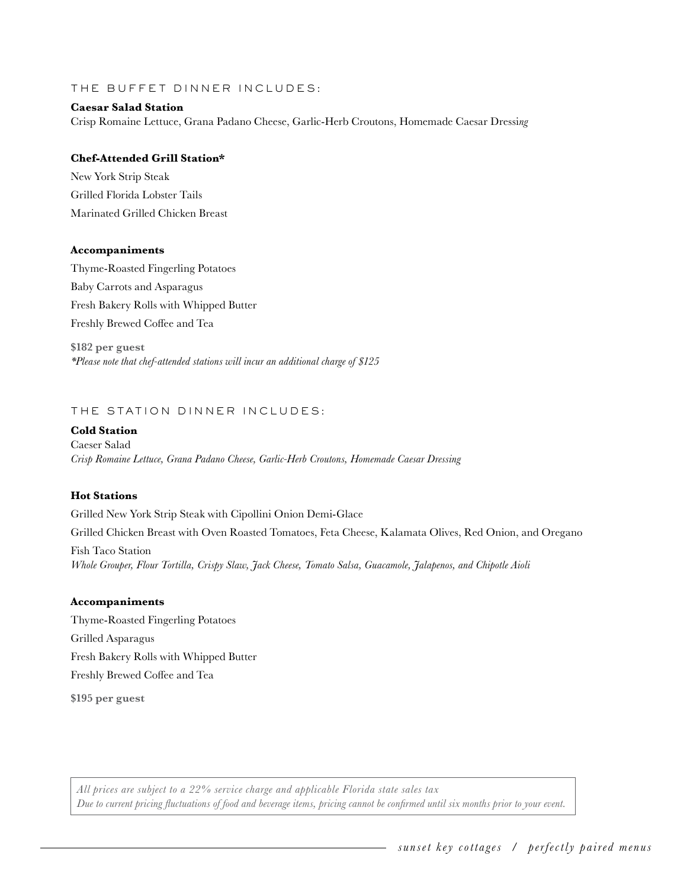## THE BUFFET DINNER INCLUDES:

**Caesar Salad Station**
Crisp Romaine Lettuce, Grana Padano Cheese, Garlic-Herb Croutons, Homemade Caesar Dressing

**Chef-Attended Grill Station***

New York Strip Steak

Grilled Florida Lobster Tails

Marinated Grilled Chicken Breast

**Accompaniments**

Thyme-Roasted Fingerling Potatoes

Baby Carrots and Asparagus

Fresh Bakery Rolls with Whipped Butter

Freshly Brewed Coffee and Tea

**$182 per guest**
*\*Please note that chef-attended stations will incur an additional charge of $125*

## THE STATION DINNER INCLUDES:

**Cold Station**
Caeser Salad
*Crisp Romaine Lettuce, Grana Padano Cheese, Garlic-Herb Croutons, Homemade Caesar Dressing*

**Hot Stations**

Grilled New York Strip Steak with Cipollini Onion Demi-Glace

Grilled Chicken Breast with Oven Roasted Tomatoes, Feta Cheese, Kalamata Olives, Red Onion, and Oregano

Fish Taco Station
*Whole Grouper, Flour Tortilla, Crispy Slaw, Jack Cheese, Tomato Salsa, Guacamole, Jalapenos, and Chipotle Aioli*

**Accompaniments**

Thyme-Roasted Fingerling Potatoes

Grilled Asparagus

Fresh Bakery Rolls with Whipped Butter

Freshly Brewed Coffee and Tea

**$195 per guest**

*All prices are subject to a 22% service charge and applicable Florida state sales tax*
*Due to current pricing fluctuations of food and beverage items, pricing cannot be confirmed until six months prior to your event.*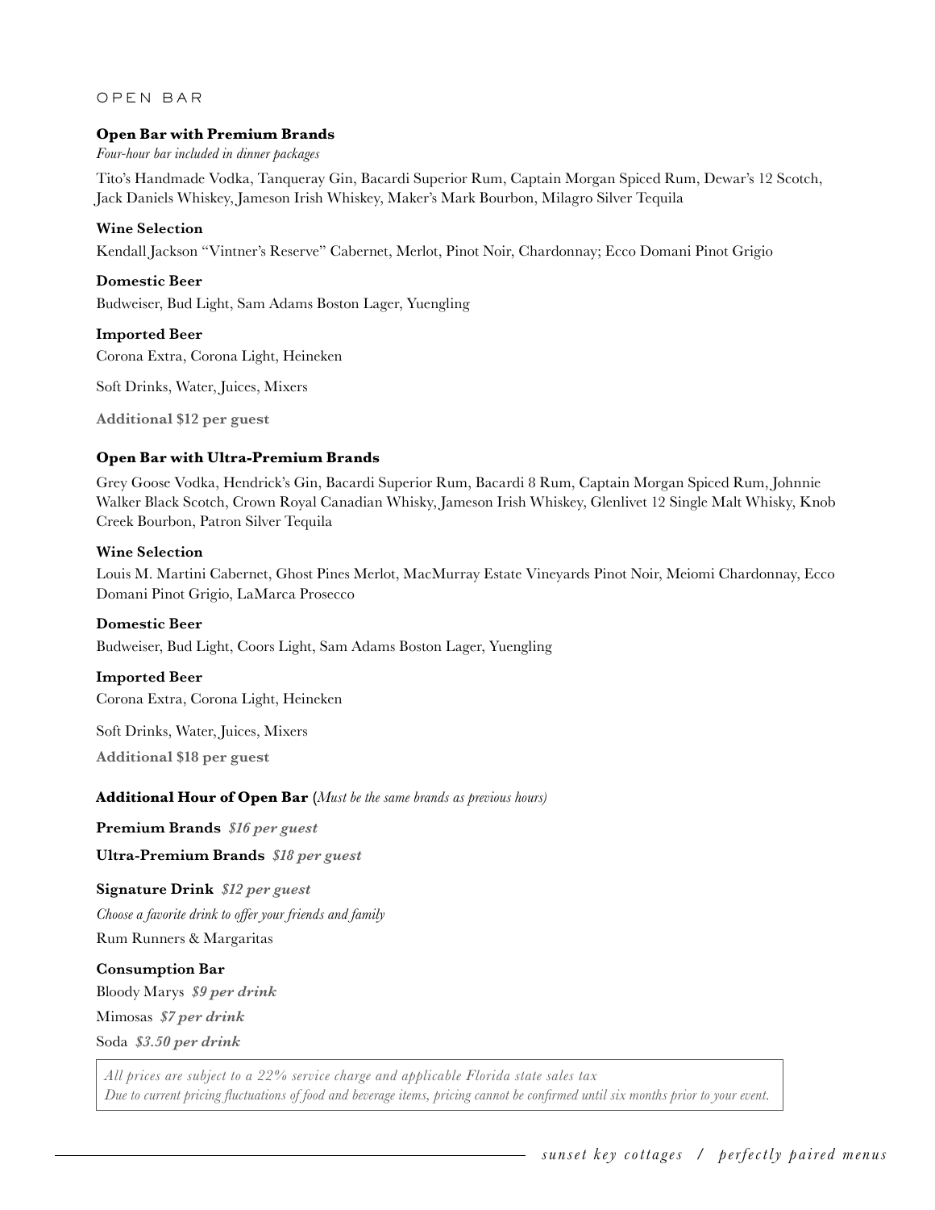## OPEN BAR

### Open Bar with Premium Brands

*Four-hour bar included in dinner packages*

Tito's Handmade Vodka, Tanqueray Gin, Bacardi Superior Rum, Captain Morgan Spiced Rum, Dewar's 12 Scotch, Jack Daniels Whiskey, Jameson Irish Whiskey, Maker's Mark Bourbon, Milagro Silver Tequila

**Wine Selection**

Kendall Jackson "Vintner's Reserve" Cabernet, Merlot, Pinot Noir, Chardonnay; Ecco Domani Pinot Grigio

**Domestic Beer**

Budweiser, Bud Light, Sam Adams Boston Lager, Yuengling

**Imported Beer**

Corona Extra, Corona Light, Heineken

Soft Drinks, Water, Juices, Mixers

**Additional $12 per guest**

### Open Bar with Ultra-Premium Brands

Grey Goose Vodka, Hendrick's Gin, Bacardi Superior Rum, Bacardi 8 Rum, Captain Morgan Spiced Rum, Johnnie Walker Black Scotch, Crown Royal Canadian Whisky, Jameson Irish Whiskey, Glenlivet 12 Single Malt Whisky, Knob Creek Bourbon, Patron Silver Tequila

**Wine Selection**

Louis M. Martini Cabernet, Ghost Pines Merlot, MacMurray Estate Vineyards Pinot Noir, Meiomi Chardonnay, Ecco Domani Pinot Grigio, LaMarca Prosecco

**Domestic Beer**

Budweiser, Bud Light, Coors Light, Sam Adams Boston Lager, Yuengling

**Imported Beer**

Corona Extra, Corona Light, Heineken

Soft Drinks, Water, Juices, Mixers

**Additional $18 per guest**

### Additional Hour of Open Bar (*Must be the same brands as previous hours)*

**Premium Brands** ***$16 per guest***

**Ultra-Premium Brands** ***$18 per guest***

**Signature Drink** ***$12 per guest***

*Choose a favorite drink to offer your friends and family*

Rum Runners & Margaritas

**Consumption Bar**

Bloody Marys ***$9 per drink***

Mimosas ***$7 per drink***

Soda ***$3.50 per drink***

*All prices are subject to a 22% service charge and applicable Florida state sales tax*
*Due to current pricing fluctuations of food and beverage items, pricing cannot be confirmed until six months prior to your event.*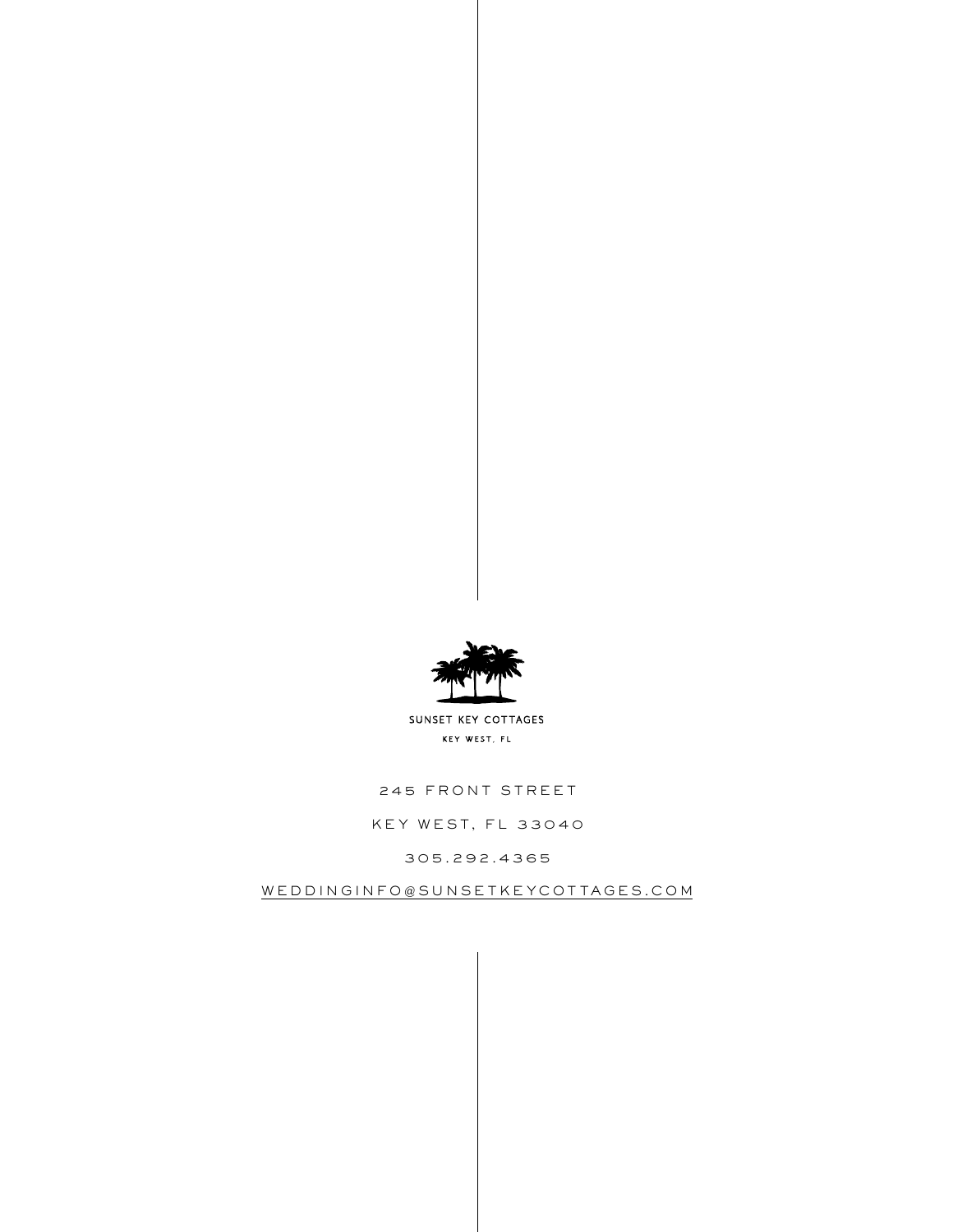SUNSET KEY COTTAGES

KEY WEST, FL

245 FRONT STREET

KEY WEST, FL 33040

305.292.4365

WEDDINGINFO@SUNSETKEYCOTTAGES.COM